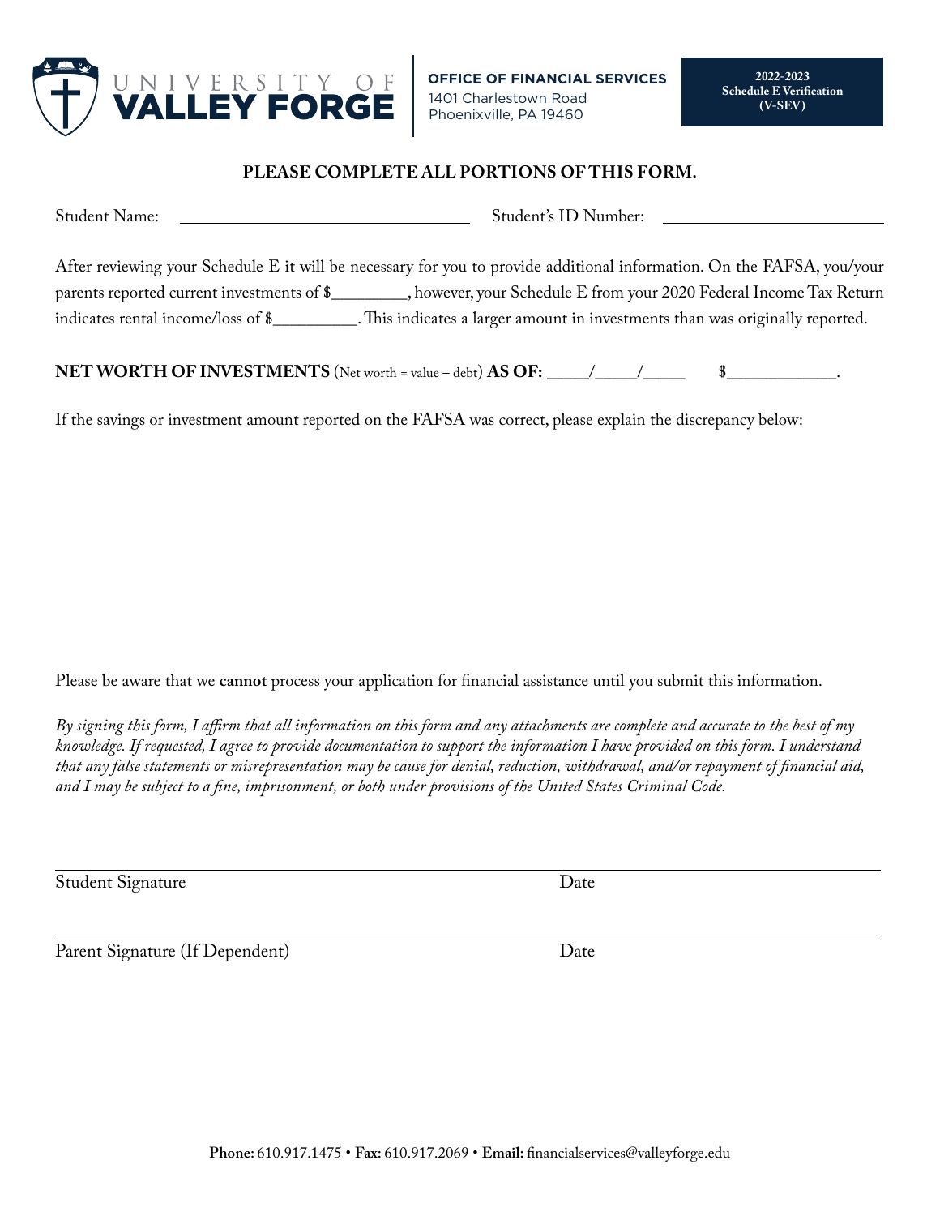UNIVERSITY OF **VALLEY FORGE**

**OFFICE OF FINANCIAL SERVICES**
1401 Charlestown Road
Phoenixville, PA 19460

**2022-2023**
**Schedule E Verification**
**(V-SEV)**

**PLEASE COMPLETE ALL PORTIONS OF THIS FORM.**

Student Name: ______________________________ Student's ID Number: ______________________

After reviewing your Schedule E it will be necessary for you to provide additional information. On the FAFSA, you/your parents reported current investments of $_________, however, your Schedule E from your 2020 Federal Income Tax Return indicates rental income/loss of $__________. This indicates a larger amount in investments than was originally reported.

**NET WORTH OF INVESTMENTS** (Net worth = value – debt) **AS OF:** _____/_____/_____ $_____________.

If the savings or investment amount reported on the FAFSA was correct, please explain the discrepancy below:

Please be aware that we **cannot** process your application for financial assistance until you submit this information.

*By signing this form, I affirm that all information on this form and any attachments are complete and accurate to the best of my knowledge. If requested, I agree to provide documentation to support the information I have provided on this form. I understand that any false statements or misrepresentation may be cause for denial, reduction, withdrawal, and/or repayment of financial aid, and I may be subject to a fine, imprisonment, or both under provisions of the United States Criminal Code.*

______________________________________________________________________
Student Signature Date

______________________________________________________________________
Parent Signature (If Dependent) Date

**Phone:** 610.917.1475 • **Fax:** 610.917.2069 • **Email:** financialservices@valleyforge.edu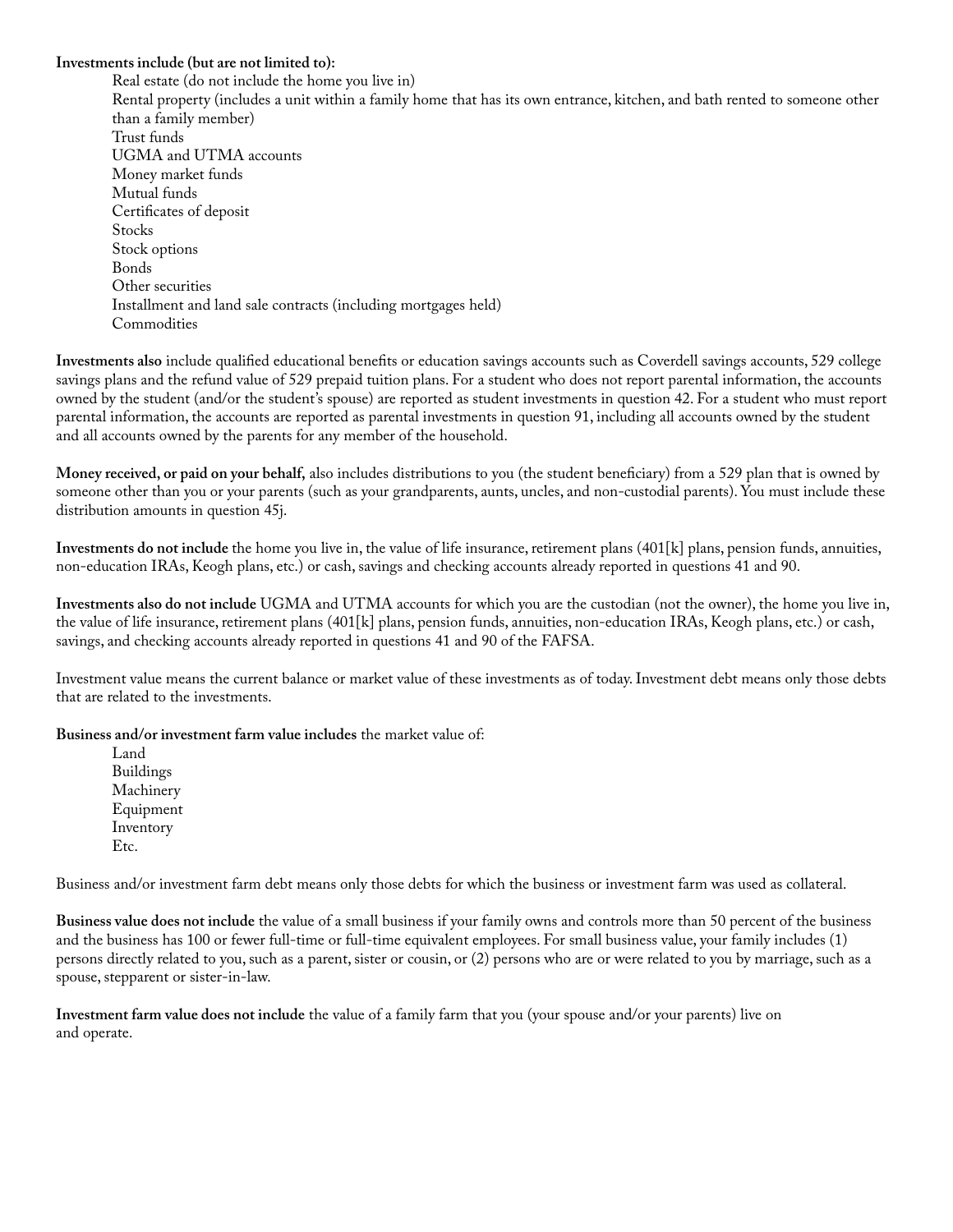**Investments include (but are not limited to):**

- Real estate (do not include the home you live in)
- Rental property (includes a unit within a family home that has its own entrance, kitchen, and bath rented to someone other than a family member)
- Trust funds
- UGMA and UTMA accounts
- Money market funds
- Mutual funds
- Certificates of deposit
- Stocks
- Stock options
- Bonds
- Other securities
- Installment and land sale contracts (including mortgages held)
- Commodities

**Investments also** include qualified educational benefits or education savings accounts such as Coverdell savings accounts, 529 college savings plans and the refund value of 529 prepaid tuition plans. For a student who does not report parental information, the accounts owned by the student (and/or the student's spouse) are reported as student investments in question 42. For a student who must report parental information, the accounts are reported as parental investments in question 91, including all accounts owned by the student and all accounts owned by the parents for any member of the household.

**Money received, or paid on your behalf,** also includes distributions to you (the student beneficiary) from a 529 plan that is owned by someone other than you or your parents (such as your grandparents, aunts, uncles, and non-custodial parents). You must include these distribution amounts in question 45j.

**Investments do not include** the home you live in, the value of life insurance, retirement plans (401[k] plans, pension funds, annuities, non-education IRAs, Keogh plans, etc.) or cash, savings and checking accounts already reported in questions 41 and 90.

**Investments also do not include** UGMA and UTMA accounts for which you are the custodian (not the owner), the home you live in, the value of life insurance, retirement plans (401[k] plans, pension funds, annuities, non-education IRAs, Keogh plans, etc.) or cash, savings, and checking accounts already reported in questions 41 and 90 of the FAFSA.

Investment value means the current balance or market value of these investments as of today. Investment debt means only those debts that are related to the investments.

**Business and/or investment farm value includes** the market value of:

- Land
- Buildings
- Machinery
- Equipment
- Inventory
- Etc.

Business and/or investment farm debt means only those debts for which the business or investment farm was used as collateral.

**Business value does not include** the value of a small business if your family owns and controls more than 50 percent of the business and the business has 100 or fewer full-time or full-time equivalent employees. For small business value, your family includes (1) persons directly related to you, such as a parent, sister or cousin, or (2) persons who are or were related to you by marriage, such as a spouse, stepparent or sister-in-law.

**Investment farm value does not include** the value of a family farm that you (your spouse and/or your parents) live on and operate.